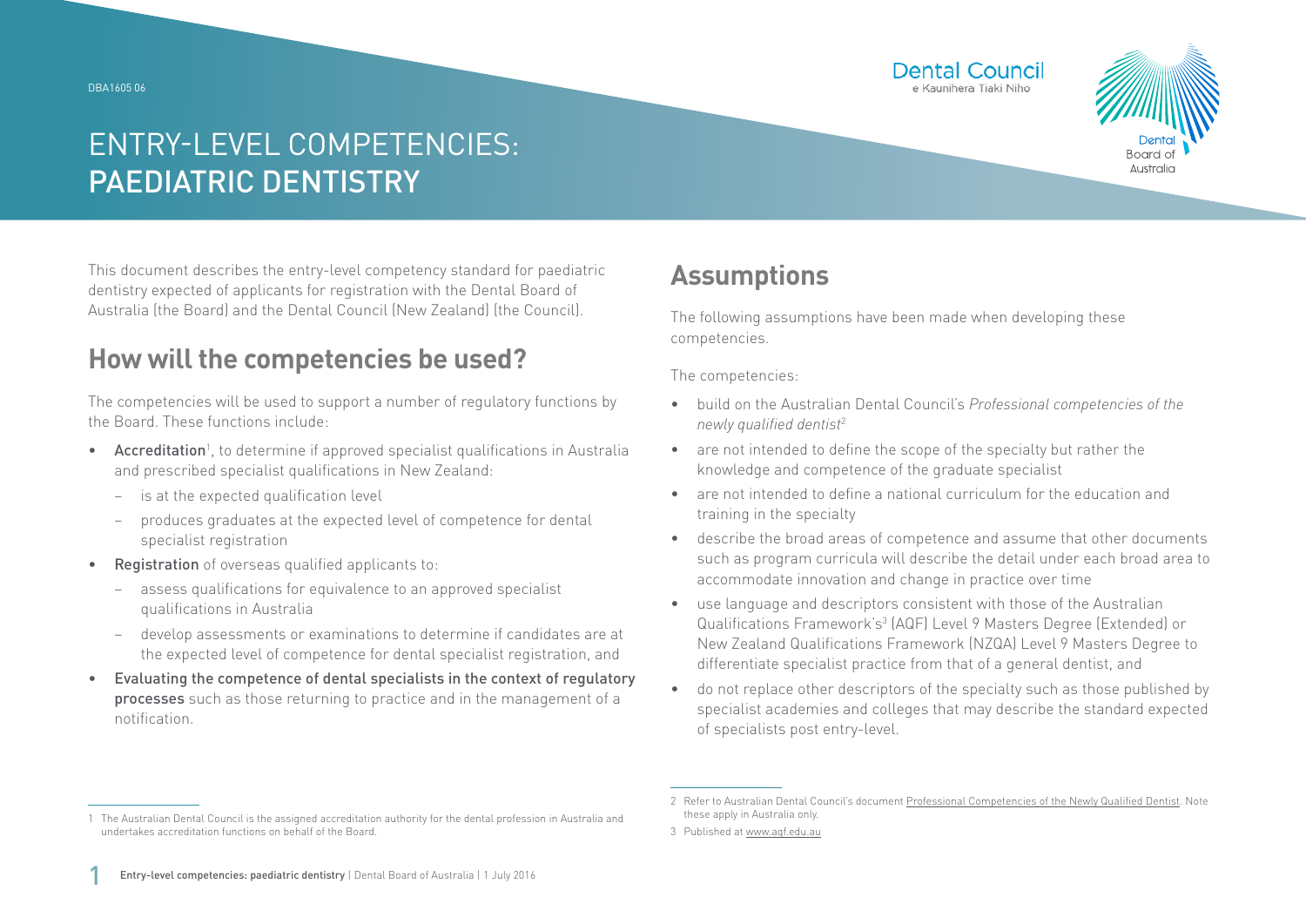# ENTRY-LEVEL COMPETENCIES: PAEDIATRIC DENTISTRY

This document describes the entry-level competency standard for paediatric dentistry expected of applicants for registration with the Dental Board of Australia (the Board) and the Dental Council (New Zealand) (the Council).

## How will the competencies be used?

The competencies will be used to support a number of regulatory functions by the Board. These functions include:

- **Accreditation**[1], to determine if approved specialist qualifications in Australia and prescribed specialist qualifications in New Zealand:
  - is at the expected qualification level
  - produces graduates at the expected level of competence for dental specialist registration
- **Registration** of overseas qualified applicants to:
  - assess qualifications for equivalence to an approved specialist qualifications in Australia
  - develop assessments or examinations to determine if candidates are at the expected level of competence for dental specialist registration, and
- **Evaluating the competence of dental specialists in the context of regulatory processes** such as those returning to practice and in the management of a notification.

## Assumptions

The following assumptions have been made when developing these competencies.

The competencies:

- build on the Australian Dental Council's *Professional competencies of the newly qualified dentist*[2]
- are not intended to define the scope of the specialty but rather the knowledge and competence of the graduate specialist
- are not intended to define a national curriculum for the education and training in the specialty
- describe the broad areas of competence and assume that other documents such as program curricula will describe the detail under each broad area to accommodate innovation and change in practice over time
- use language and descriptors consistent with those of the Australian Qualifications Framework's[3] (AQF) Level 9 Masters Degree (Extended) or New Zealand Qualifications Framework (NZQA) Level 9 Masters Degree to differentiate specialist practice from that of a general dentist, and
- do not replace other descriptors of the specialty such as those published by specialist academies and colleges that may describe the standard expected of specialists post entry-level.

---

1 The Australian Dental Council is the assigned accreditation authority for the dental profession in Australia and undertakes accreditation functions on behalf of the Board.

2 Refer to Australian Dental Council's document Professional Competencies of the Newly Qualified Dentist. Note these apply in Australia only.

3 Published at www.aqf.edu.au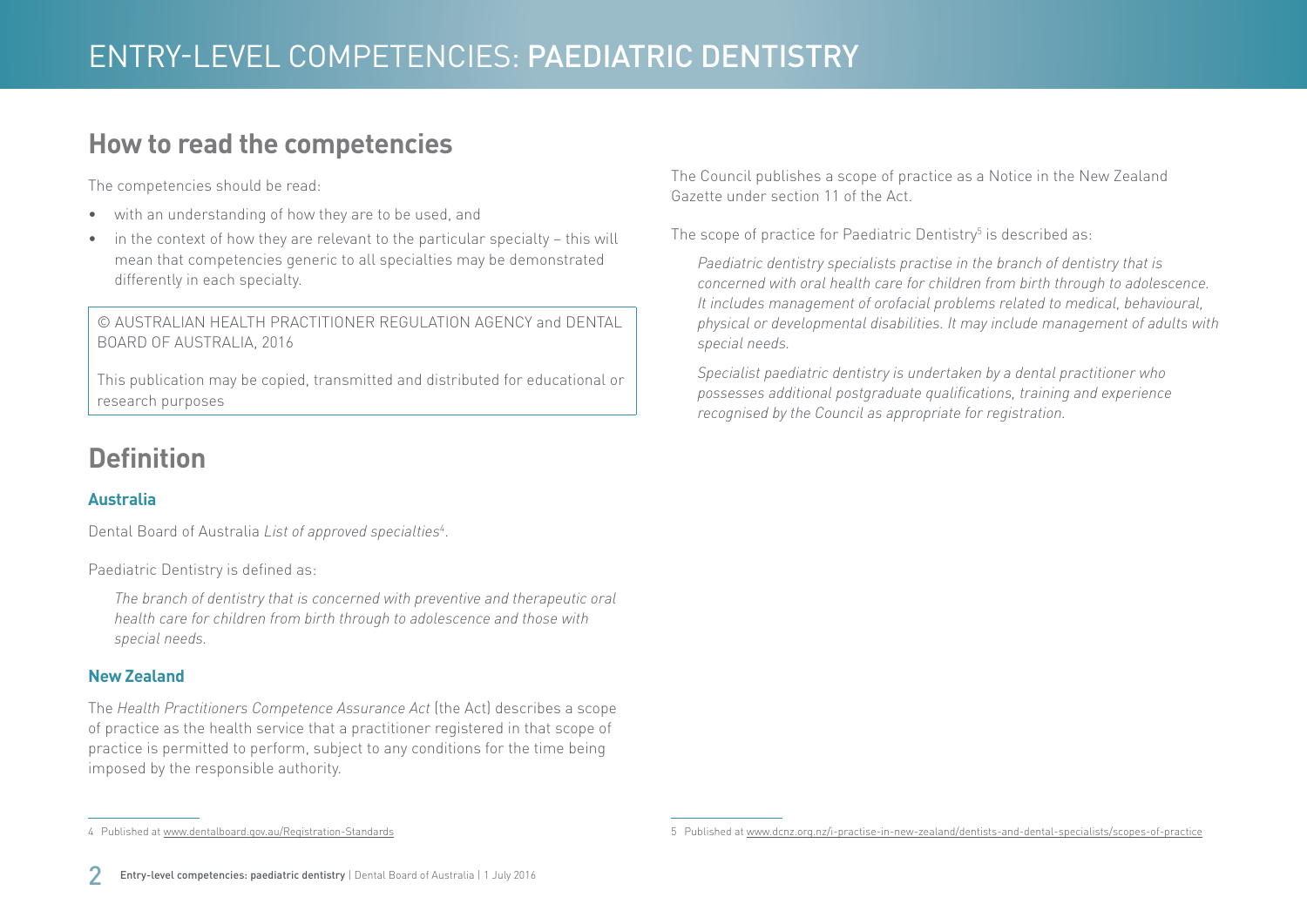## How to read the competencies

The competencies should be read:

- with an understanding of how they are to be used, and
- in the context of how they are relevant to the particular specialty – this will mean that competencies generic to all specialties may be demonstrated differently in each specialty.

© AUSTRALIAN HEALTH PRACTITIONER REGULATION AGENCY and DENTAL BOARD OF AUSTRALIA, 2016

This publication may be copied, transmitted and distributed for educational or research purposes

## Definition

### Australia

Dental Board of Australia *List of approved specialties*[4].

Paediatric Dentistry is defined as:

> *The branch of dentistry that is concerned with preventive and therapeutic oral health care for children from birth through to adolescence and those with special needs.*

### New Zealand

The *Health Practitioners Competence Assurance Act* (the Act) describes a scope of practice as the health service that a practitioner registered in that scope of practice is permitted to perform, subject to any conditions for the time being imposed by the responsible authority.

The Council publishes a scope of practice as a Notice in the New Zealand Gazette under section 11 of the Act.

The scope of practice for Paediatric Dentistry[5] is described as:

> *Paediatric dentistry specialists practise in the branch of dentistry that is concerned with oral health care for children from birth through to adolescence. It includes management of orofacial problems related to medical, behavioural, physical or developmental disabilities. It may include management of adults with special needs.*
>
> *Specialist paediatric dentistry is undertaken by a dental practitioner who possesses additional postgraduate qualifications, training and experience recognised by the Council as appropriate for registration.*

---

4 Published at www.dentalboard.gov.au/Registration-Standards

5 Published at www.dcnz.org.nz/i-practise-in-new-zealand/dentists-and-dental-specialists/scopes-of-practice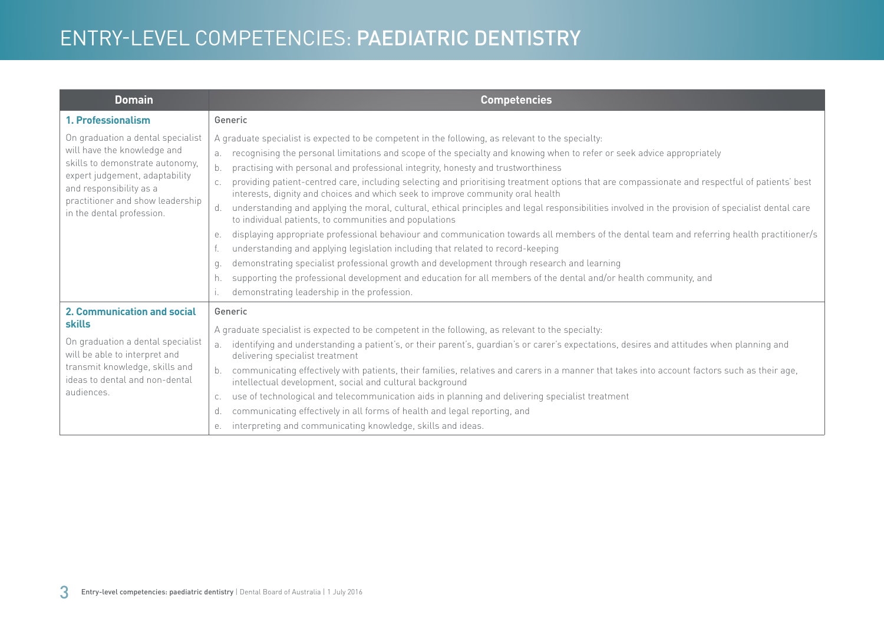# ENTRY-LEVEL COMPETENCIES: PAEDIATRIC DENTISTRY

| Domain | Competencies |
|---|---|
| **1. Professionalism**<br><br>On graduation a dental specialist will have the knowledge and skills to demonstrate autonomy, expert judgement, adaptability and responsibility as a practitioner and show leadership in the dental profession. | Generic<br><br>A graduate specialist is expected to be competent in the following, as relevant to the specialty:<br>a. recognising the personal limitations and scope of the specialty and knowing when to refer or seek advice appropriately<br>b. practising with personal and professional integrity, honesty and trustworthiness<br>c. providing patient-centred care, including selecting and prioritising treatment options that are compassionate and respectful of patients' best interests, dignity and choices and which seek to improve community oral health<br>d. understanding and applying the moral, cultural, ethical principles and legal responsibilities involved in the provision of specialist dental care to individual patients, to communities and populations<br>e. displaying appropriate professional behaviour and communication towards all members of the dental team and referring health practitioner/s<br>f. understanding and applying legislation including that related to record-keeping<br>g. demonstrating specialist professional growth and development through research and learning<br>h. supporting the professional development and education for all members of the dental and/or health community, and<br>i. demonstrating leadership in the profession. |
| **2. Communication and social skills**<br><br>On graduation a dental specialist will be able to interpret and transmit knowledge, skills and ideas to dental and non-dental audiences. | Generic<br><br>A graduate specialist is expected to be competent in the following, as relevant to the specialty:<br>a. identifying and understanding a patient's, or their parent's, guardian's or carer's expectations, desires and attitudes when planning and delivering specialist treatment<br>b. communicating effectively with patients, their families, relatives and carers in a manner that takes into account factors such as their age, intellectual development, social and cultural background<br>c. use of technological and telecommunication aids in planning and delivering specialist treatment<br>d. communicating effectively in all forms of health and legal reporting, and<br>e. interpreting and communicating knowledge, skills and ideas. |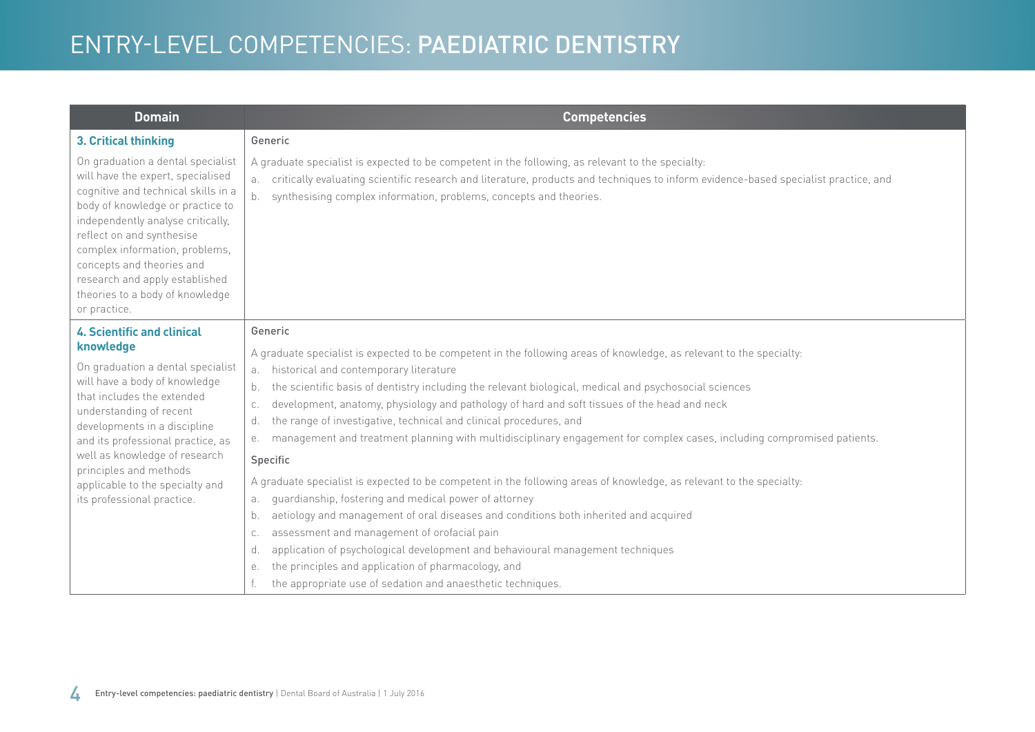# ENTRY-LEVEL COMPETENCIES: PAEDIATRIC DENTISTRY

| Domain | Competencies |
|---|---|
| **3. Critical thinking**<br><br>On graduation a dental specialist will have the expert, specialised cognitive and technical skills in a body of knowledge or practice to independently analyse critically, reflect on and synthesise complex information, problems, concepts and theories and research and apply established theories to a body of knowledge or practice. | Generic<br><br>A graduate specialist is expected to be competent in the following, as relevant to the specialty:<br>a. critically evaluating scientific research and literature, products and techniques to inform evidence-based specialist practice, and<br>b. synthesising complex information, problems, concepts and theories. |
| **4. Scientific and clinical knowledge**<br><br>On graduation a dental specialist will have a body of knowledge that includes the extended understanding of recent developments in a discipline and its professional practice, as well as knowledge of research principles and methods applicable to the specialty and its professional practice. | Generic<br><br>A graduate specialist is expected to be competent in the following areas of knowledge, as relevant to the specialty:<br>a. historical and contemporary literature<br>b. the scientific basis of dentistry including the relevant biological, medical and psychosocial sciences<br>c. development, anatomy, physiology and pathology of hard and soft tissues of the head and neck<br>d. the range of investigative, technical and clinical procedures, and<br>e. management and treatment planning with multidisciplinary engagement for complex cases, including compromised patients.<br><br>Specific<br><br>A graduate specialist is expected to be competent in the following areas of knowledge, as relevant to the specialty:<br>a. guardianship, fostering and medical power of attorney<br>b. aetiology and management of oral diseases and conditions both inherited and acquired<br>c. assessment and management of orofacial pain<br>d. application of psychological development and behavioural management techniques<br>e. the principles and application of pharmacology, and<br>f. the appropriate use of sedation and anaesthetic techniques. |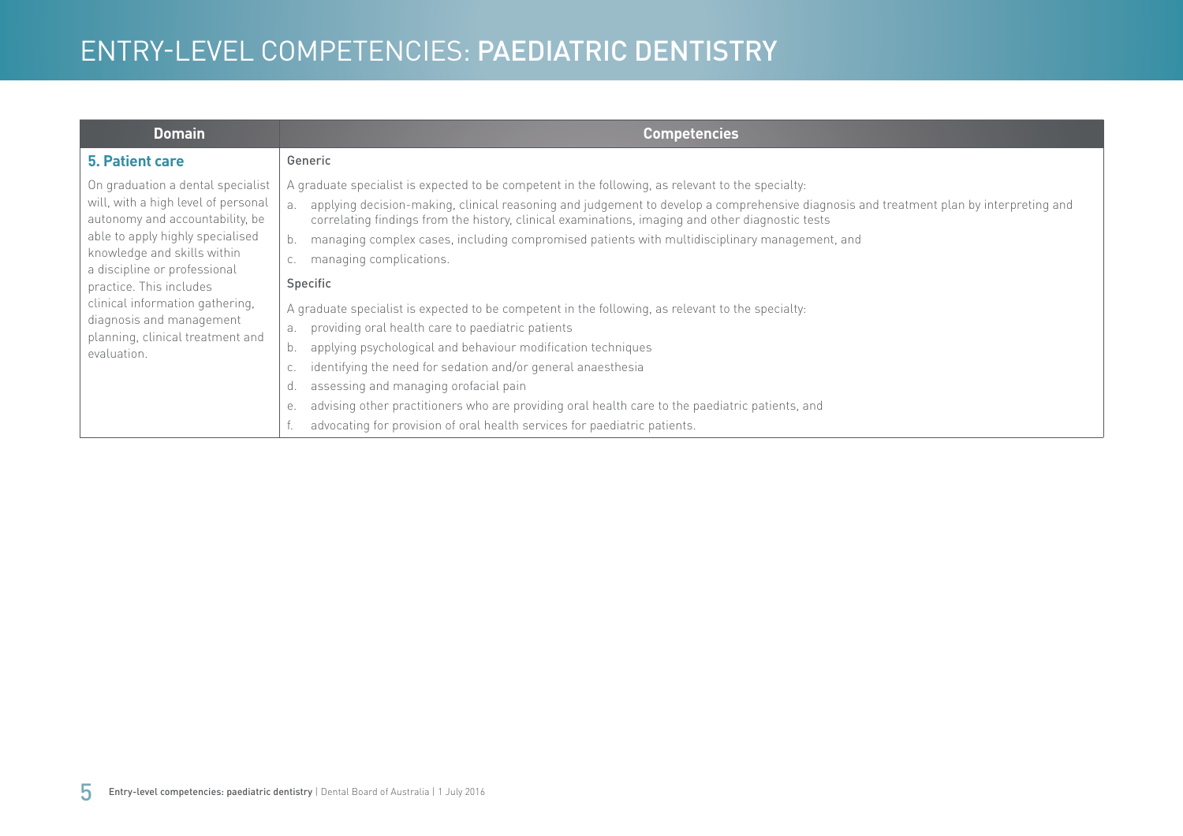# ENTRY-LEVEL COMPETENCIES: PAEDIATRIC DENTISTRY

| Domain | Competencies |
| --- | --- |
| **5. Patient care**<br><br>On graduation a dental specialist will, with a high level of personal autonomy and accountability, be able to apply highly specialised knowledge and skills within a discipline or professional practice. This includes clinical information gathering, diagnosis and management planning, clinical treatment and evaluation. | Generic<br><br>A graduate specialist is expected to be competent in the following, as relevant to the specialty:<br>a. applying decision-making, clinical reasoning and judgement to develop a comprehensive diagnosis and treatment plan by interpreting and correlating findings from the history, clinical examinations, imaging and other diagnostic tests<br>b. managing complex cases, including compromised patients with multidisciplinary management, and<br>c. managing complications.<br><br>Specific<br><br>A graduate specialist is expected to be competent in the following, as relevant to the specialty:<br>a. providing oral health care to paediatric patients<br>b. applying psychological and behaviour modification techniques<br>c. identifying the need for sedation and/or general anaesthesia<br>d. assessing and managing orofacial pain<br>e. advising other practitioners who are providing oral health care to the paediatric patients, and<br>f. advocating for provision of oral health services for paediatric patients. |